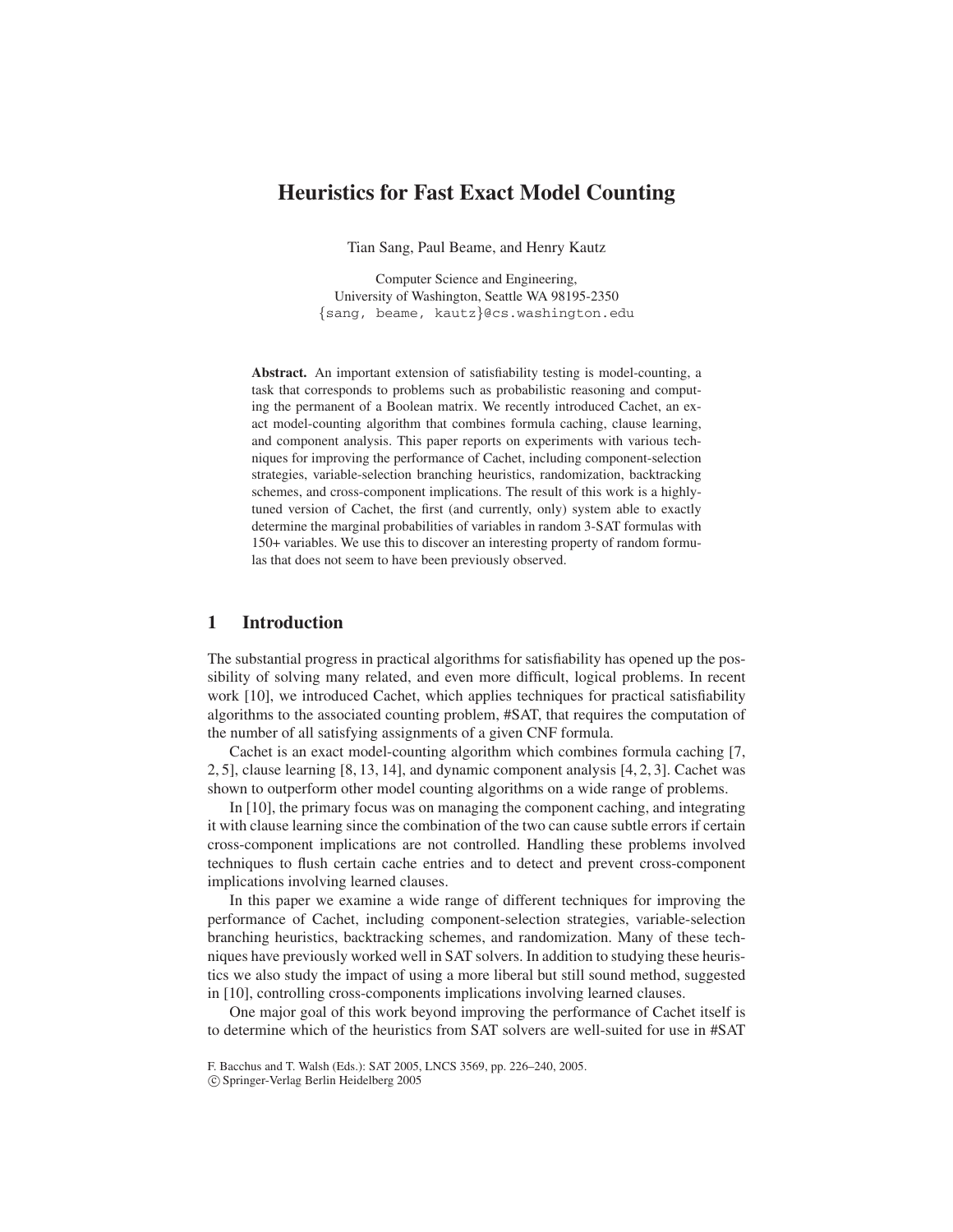# Heuristics for Fast Exact Model Counting

Tian Sang, Paul Beame, and Henry Kautz

Computer Science and Engineering,
University of Washington, Seattle WA 98195-2350
{sang, beame, kautz}@cs.washington.edu

**Abstract.** An important extension of satisfiability testing is model-counting, a task that corresponds to problems such as probabilistic reasoning and computing the permanent of a Boolean matrix. We recently introduced Cachet, an exact model-counting algorithm that combines formula caching, clause learning, and component analysis. This paper reports on experiments with various techniques for improving the performance of Cachet, including component-selection strategies, variable-selection branching heuristics, randomization, backtracking schemes, and cross-component implications. The result of this work is a highly-tuned version of Cachet, the first (and currently, only) system able to exactly determine the marginal probabilities of variables in random 3-SAT formulas with 150+ variables. We use this to discover an interesting property of random formulas that does not seem to have been previously observed.

## 1 Introduction

The substantial progress in practical algorithms for satisfiability has opened up the possibility of solving many related, and even more difficult, logical problems. In recent work [10], we introduced Cachet, which applies techniques for practical satisfiability algorithms to the associated counting problem, #SAT, that requires the computation of the number of all satisfying assignments of a given CNF formula.

Cachet is an exact model-counting algorithm which combines formula caching [7, 2, 5], clause learning [8, 13, 14], and dynamic component analysis [4, 2, 3]. Cachet was shown to outperform other model counting algorithms on a wide range of problems.

In [10], the primary focus was on managing the component caching, and integrating it with clause learning since the combination of the two can cause subtle errors if certain cross-component implications are not controlled. Handling these problems involved techniques to flush certain cache entries and to detect and prevent cross-component implications involving learned clauses.

In this paper we examine a wide range of different techniques for improving the performance of Cachet, including component-selection strategies, variable-selection branching heuristics, backtracking schemes, and randomization. Many of these techniques have previously worked well in SAT solvers. In addition to studying these heuristics we also study the impact of using a more liberal but still sound method, suggested in [10], controlling cross-components implications involving learned clauses.

One major goal of this work beyond improving the performance of Cachet itself is to determine which of the heuristics from SAT solvers are well-suited for use in #SAT

F. Bacchus and T. Walsh (Eds.): SAT 2005, LNCS 3569, pp. 226–240, 2005.
© Springer-Verlag Berlin Heidelberg 2005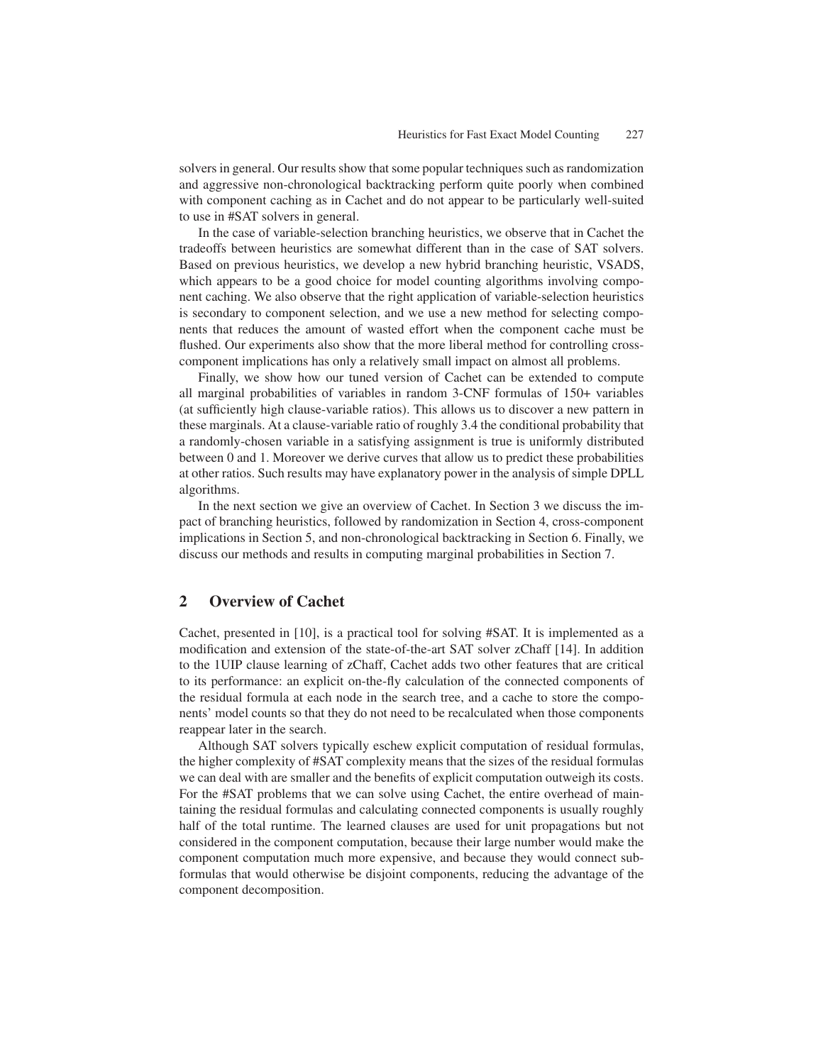solvers in general. Our results show that some popular techniques such as randomization and aggressive non-chronological backtracking perform quite poorly when combined with component caching as in Cachet and do not appear to be particularly well-suited to use in #SAT solvers in general.

In the case of variable-selection branching heuristics, we observe that in Cachet the tradeoffs between heuristics are somewhat different than in the case of SAT solvers. Based on previous heuristics, we develop a new hybrid branching heuristic, VSADS, which appears to be a good choice for model counting algorithms involving component caching. We also observe that the right application of variable-selection heuristics is secondary to component selection, and we use a new method for selecting components that reduces the amount of wasted effort when the component cache must be flushed. Our experiments also show that the more liberal method for controlling cross-component implications has only a relatively small impact on almost all problems.

Finally, we show how our tuned version of Cachet can be extended to compute all marginal probabilities of variables in random 3-CNF formulas of 150+ variables (at sufficiently high clause-variable ratios). This allows us to discover a new pattern in these marginals. At a clause-variable ratio of roughly 3.4 the conditional probability that a randomly-chosen variable in a satisfying assignment is true is uniformly distributed between 0 and 1. Moreover we derive curves that allow us to predict these probabilities at other ratios. Such results may have explanatory power in the analysis of simple DPLL algorithms.

In the next section we give an overview of Cachet. In Section 3 we discuss the impact of branching heuristics, followed by randomization in Section 4, cross-component implications in Section 5, and non-chronological backtracking in Section 6. Finally, we discuss our methods and results in computing marginal probabilities in Section 7.

## 2 Overview of Cachet

Cachet, presented in [10], is a practical tool for solving #SAT. It is implemented as a modification and extension of the state-of-the-art SAT solver zChaff [14]. In addition to the 1UIP clause learning of zChaff, Cachet adds two other features that are critical to its performance: an explicit on-the-fly calculation of the connected components of the residual formula at each node in the search tree, and a cache to store the components' model counts so that they do not need to be recalculated when those components reappear later in the search.

Although SAT solvers typically eschew explicit computation of residual formulas, the higher complexity of #SAT complexity means that the sizes of the residual formulas we can deal with are smaller and the benefits of explicit computation outweigh its costs. For the #SAT problems that we can solve using Cachet, the entire overhead of maintaining the residual formulas and calculating connected components is usually roughly half of the total runtime. The learned clauses are used for unit propagations but not considered in the component computation, because their large number would make the component computation much more expensive, and because they would connect subformulas that would otherwise be disjoint components, reducing the advantage of the component decomposition.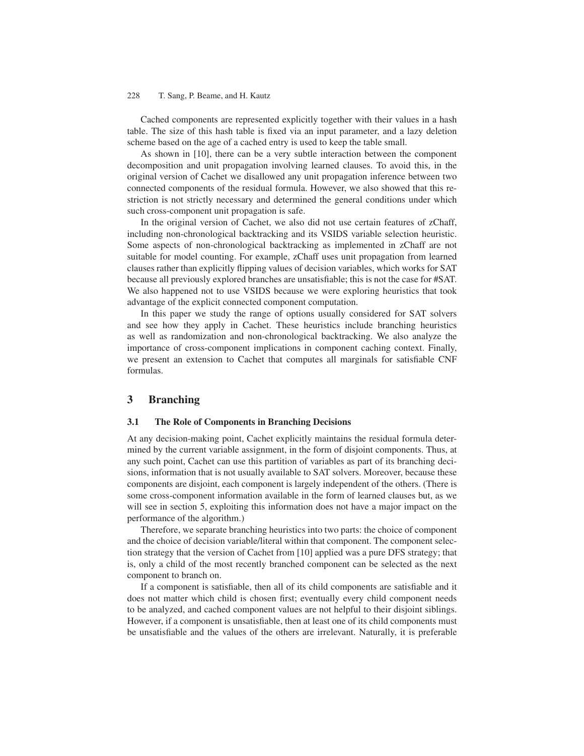Cached components are represented explicitly together with their values in a hash table. The size of this hash table is fixed via an input parameter, and a lazy deletion scheme based on the age of a cached entry is used to keep the table small.

As shown in [10], there can be a very subtle interaction between the component decomposition and unit propagation involving learned clauses. To avoid this, in the original version of Cachet we disallowed any unit propagation inference between two connected components of the residual formula. However, we also showed that this restriction is not strictly necessary and determined the general conditions under which such cross-component unit propagation is safe.

In the original version of Cachet, we also did not use certain features of zChaff, including non-chronological backtracking and its VSIDS variable selection heuristic. Some aspects of non-chronological backtracking as implemented in zChaff are not suitable for model counting. For example, zChaff uses unit propagation from learned clauses rather than explicitly flipping values of decision variables, which works for SAT because all previously explored branches are unsatisfiable; this is not the case for #SAT. We also happened not to use VSIDS because we were exploring heuristics that took advantage of the explicit connected component computation.

In this paper we study the range of options usually considered for SAT solvers and see how they apply in Cachet. These heuristics include branching heuristics as well as randomization and non-chronological backtracking. We also analyze the importance of cross-component implications in component caching context. Finally, we present an extension to Cachet that computes all marginals for satisfiable CNF formulas.

## 3 Branching

### 3.1 The Role of Components in Branching Decisions

At any decision-making point, Cachet explicitly maintains the residual formula determined by the current variable assignment, in the form of disjoint components. Thus, at any such point, Cachet can use this partition of variables as part of its branching decisions, information that is not usually available to SAT solvers. Moreover, because these components are disjoint, each component is largely independent of the others. (There is some cross-component information available in the form of learned clauses but, as we will see in section 5, exploiting this information does not have a major impact on the performance of the algorithm.)

Therefore, we separate branching heuristics into two parts: the choice of component and the choice of decision variable/literal within that component. The component selection strategy that the version of Cachet from [10] applied was a pure DFS strategy; that is, only a child of the most recently branched component can be selected as the next component to branch on.

If a component is satisfiable, then all of its child components are satisfiable and it does not matter which child is chosen first; eventually every child component needs to be analyzed, and cached component values are not helpful to their disjoint siblings. However, if a component is unsatisfiable, then at least one of its child components must be unsatisfiable and the values of the others are irrelevant. Naturally, it is preferable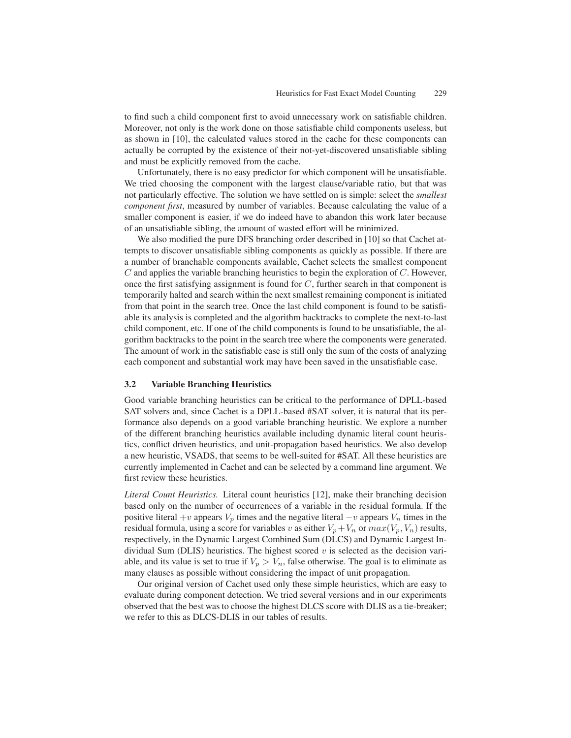to find such a child component first to avoid unnecessary work on satisfiable children. Moreover, not only is the work done on those satisfiable child components useless, but as shown in [10], the calculated values stored in the cache for these components can actually be corrupted by the existence of their not-yet-discovered unsatisfiable sibling and must be explicitly removed from the cache.

Unfortunately, there is no easy predictor for which component will be unsatisfiable. We tried choosing the component with the largest clause/variable ratio, but that was not particularly effective. The solution we have settled on is simple: select the *smallest component first*, measured by number of variables. Because calculating the value of a smaller component is easier, if we do indeed have to abandon this work later because of an unsatisfiable sibling, the amount of wasted effort will be minimized.

We also modified the pure DFS branching order described in [10] so that Cachet attempts to discover unsatisfiable sibling components as quickly as possible. If there are a number of branchable components available, Cachet selects the smallest component $C$ and applies the variable branching heuristics to begin the exploration of $C$. However, once the first satisfying assignment is found for $C$, further search in that component is temporarily halted and search within the next smallest remaining component is initiated from that point in the search tree. Once the last child component is found to be satisfiable its analysis is completed and the algorithm backtracks to complete the next-to-last child component, etc. If one of the child components is found to be unsatisfiable, the algorithm backtracks to the point in the search tree where the components were generated. The amount of work in the satisfiable case is still only the sum of the costs of analyzing each component and substantial work may have been saved in the unsatisfiable case.

### 3.2 Variable Branching Heuristics

Good variable branching heuristics can be critical to the performance of DPLL-based SAT solvers and, since Cachet is a DPLL-based #SAT solver, it is natural that its performance also depends on a good variable branching heuristic. We explore a number of the different branching heuristics available including dynamic literal count heuristics, conflict driven heuristics, and unit-propagation based heuristics. We also develop a new heuristic, VSADS, that seems to be well-suited for #SAT. All these heuristics are currently implemented in Cachet and can be selected by a command line argument. We first review these heuristics.

*Literal Count Heuristics.* Literal count heuristics [12], make their branching decision based only on the number of occurrences of a variable in the residual formula. If the positive literal $+v$ appears $V_p$ times and the negative literal $-v$ appears $V_n$ times in the residual formula, using a score for variables $v$ as either $V_p + V_n$ or $max(V_p, V_n)$ results, respectively, in the Dynamic Largest Combined Sum (DLCS) and Dynamic Largest Individual Sum (DLIS) heuristics. The highest scored $v$ is selected as the decision variable, and its value is set to true if $V_p > V_n$, false otherwise. The goal is to eliminate as many clauses as possible without considering the impact of unit propagation.

Our original version of Cachet used only these simple heuristics, which are easy to evaluate during component detection. We tried several versions and in our experiments observed that the best was to choose the highest DLCS score with DLIS as a tie-breaker; we refer to this as DLCS-DLIS in our tables of results.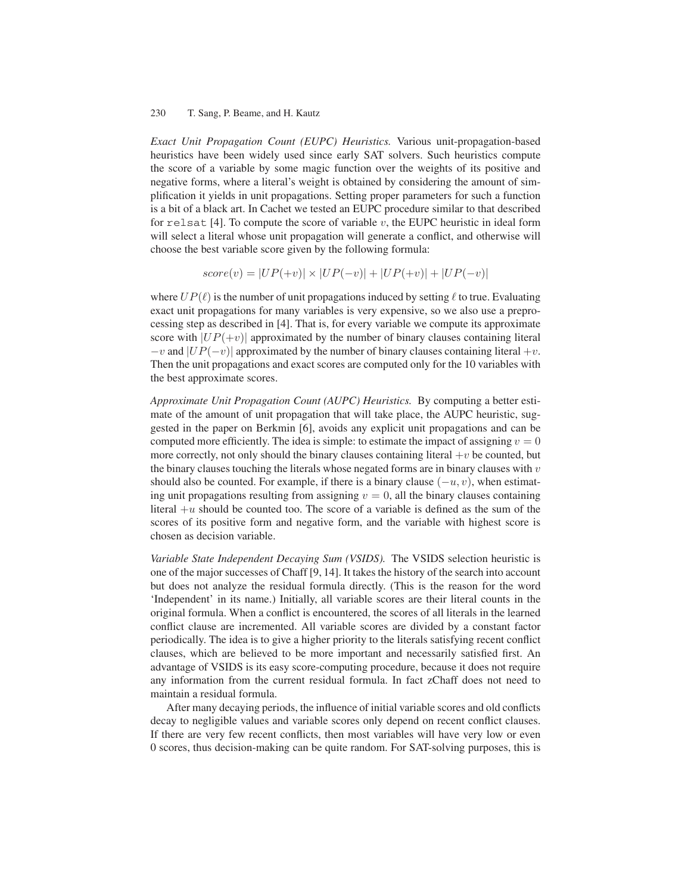*Exact Unit Propagation Count (EUPC) Heuristics.* Various unit-propagation-based heuristics have been widely used since early SAT solvers. Such heuristics compute the score of a variable by some magic function over the weights of its positive and negative forms, where a literal's weight is obtained by considering the amount of simplification it yields in unit propagations. Setting proper parameters for such a function is a bit of a black art. In Cachet we tested an EUPC procedure similar to that described for `relsat` [4]. To compute the score of variable $v$, the EUPC heuristic in ideal form will select a literal whose unit propagation will generate a conflict, and otherwise will choose the best variable score given by the following formula:

$$score(v) = |UP(+v)| \times |UP(-v)| + |UP(+v)| + |UP(-v)|$$

where $UP(\ell)$ is the number of unit propagations induced by setting $\ell$ to true. Evaluating exact unit propagations for many variables is very expensive, so we also use a preprocessing step as described in [4]. That is, for every variable we compute its approximate score with $|UP(+v)|$ approximated by the number of binary clauses containing literal $-v$ and $|UP(-v)|$ approximated by the number of binary clauses containing literal $+v$. Then the unit propagations and exact scores are computed only for the 10 variables with the best approximate scores.

*Approximate Unit Propagation Count (AUPC) Heuristics.* By computing a better estimate of the amount of unit propagation that will take place, the AUPC heuristic, suggested in the paper on Berkmin [6], avoids any explicit unit propagations and can be computed more efficiently. The idea is simple: to estimate the impact of assigning $v = 0$ more correctly, not only should the binary clauses containing literal $+v$ be counted, but the binary clauses touching the literals whose negated forms are in binary clauses with $v$ should also be counted. For example, if there is a binary clause $(-u, v)$, when estimating unit propagations resulting from assigning $v = 0$, all the binary clauses containing literal $+u$ should be counted too. The score of a variable is defined as the sum of the scores of its positive form and negative form, and the variable with highest score is chosen as decision variable.

*Variable State Independent Decaying Sum (VSIDS).* The VSIDS selection heuristic is one of the major successes of Chaff [9, 14]. It takes the history of the search into account but does not analyze the residual formula directly. (This is the reason for the word 'Independent' in its name.) Initially, all variable scores are their literal counts in the original formula. When a conflict is encountered, the scores of all literals in the learned conflict clause are incremented. All variable scores are divided by a constant factor periodically. The idea is to give a higher priority to the literals satisfying recent conflict clauses, which are believed to be more important and necessarily satisfied first. An advantage of VSIDS is its easy score-computing procedure, because it does not require any information from the current residual formula. In fact zChaff does not need to maintain a residual formula.

After many decaying periods, the influence of initial variable scores and old conflicts decay to negligible values and variable scores only depend on recent conflict clauses. If there are very few recent conflicts, then most variables will have very low or even 0 scores, thus decision-making can be quite random. For SAT-solving purposes, this is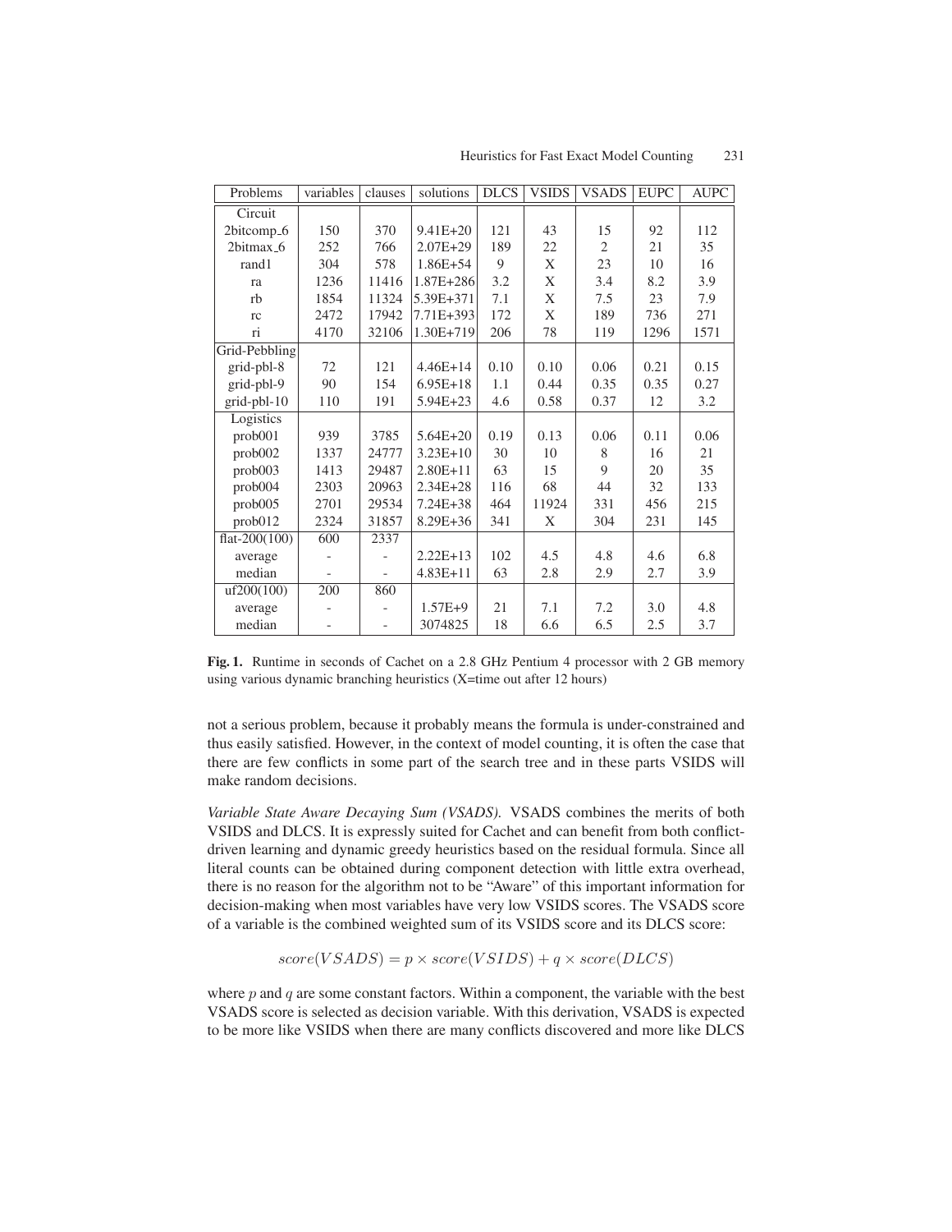| Problems | variables | clauses | solutions | DLCS | VSIDS | VSADS | EUPC | AUPC |
|---|---|---|---|---|---|---|---|---|
| Circuit | | | | | | | | |
| 2bitcomp_6 | 150 | 370 | 9.41E+20 | 121 | 43 | 15 | 92 | 112 |
| 2bitmax_6 | 252 | 766 | 2.07E+29 | 189 | 22 | 2 | 21 | 35 |
| rand1 | 304 | 578 | 1.86E+54 | 9 | X | 23 | 10 | 16 |
| ra | 1236 | 11416 | 1.87E+286 | 3.2 | X | 3.4 | 8.2 | 3.9 |
| rb | 1854 | 11324 | 5.39E+371 | 7.1 | X | 7.5 | 23 | 7.9 |
| rc | 2472 | 17942 | 7.71E+393 | 172 | X | 189 | 736 | 271 |
| ri | 4170 | 32106 | 1.30E+719 | 206 | 78 | 119 | 1296 | 1571 |
| Grid-Pebbling | | | | | | | | |
| grid-pbl-8 | 72 | 121 | 4.46E+14 | 0.10 | 0.10 | 0.06 | 0.21 | 0.15 |
| grid-pbl-9 | 90 | 154 | 6.95E+18 | 1.1 | 0.44 | 0.35 | 0.35 | 0.27 |
| grid-pbl-10 | 110 | 191 | 5.94E+23 | 4.6 | 0.58 | 0.37 | 12 | 3.2 |
| Logistics | | | | | | | | |
| prob001 | 939 | 3785 | 5.64E+20 | 0.19 | 0.13 | 0.06 | 0.11 | 0.06 |
| prob002 | 1337 | 24777 | 3.23E+10 | 30 | 10 | 8 | 16 | 21 |
| prob003 | 1413 | 29487 | 2.80E+11 | 63 | 15 | 9 | 20 | 35 |
| prob004 | 2303 | 20963 | 2.34E+28 | 116 | 68 | 44 | 32 | 133 |
| prob005 | 2701 | 29534 | 7.24E+38 | 464 | 11924 | 331 | 456 | 215 |
| prob012 | 2324 | 31857 | 8.29E+36 | 341 | X | 304 | 231 | 145 |
| flat-200(100) | 600 | 2337 | | | | | | |
| average | - | - | 2.22E+13 | 102 | 4.5 | 4.8 | 4.6 | 6.8 |
| median | - | - | 4.83E+11 | 63 | 2.8 | 2.9 | 2.7 | 3.9 |
| uf200(100) | 200 | 860 | | | | | | |
| average | - | - | 1.57E+9 | 21 | 7.1 | 7.2 | 3.0 | 4.8 |
| median | - | - | 3074825 | 18 | 6.6 | 6.5 | 2.5 | 3.7 |

**Fig. 1.** Runtime in seconds of Cachet on a 2.8 GHz Pentium 4 processor with 2 GB memory using various dynamic branching heuristics (X=time out after 12 hours)

not a serious problem, because it probably means the formula is under-constrained and thus easily satisfied. However, in the context of model counting, it is often the case that there are few conflicts in some part of the search tree and in these parts VSIDS will make random decisions.

*Variable State Aware Decaying Sum (VSADS).* VSADS combines the merits of both VSIDS and DLCS. It is expressly suited for Cachet and can benefit from both conflict-driven learning and dynamic greedy heuristics based on the residual formula. Since all literal counts can be obtained during component detection with little extra overhead, there is no reason for the algorithm not to be "Aware" of this important information for decision-making when most variables have very low VSIDS scores. The VSADS score of a variable is the combined weighted sum of its VSIDS score and its DLCS score:

$$score(VSADS) = p \times score(VSIDS) + q \times score(DLCS)$$

where $p$ and $q$ are some constant factors. Within a component, the variable with the best VSADS score is selected as decision variable. With this derivation, VSADS is expected to be more like VSIDS when there are many conflicts discovered and more like DLCS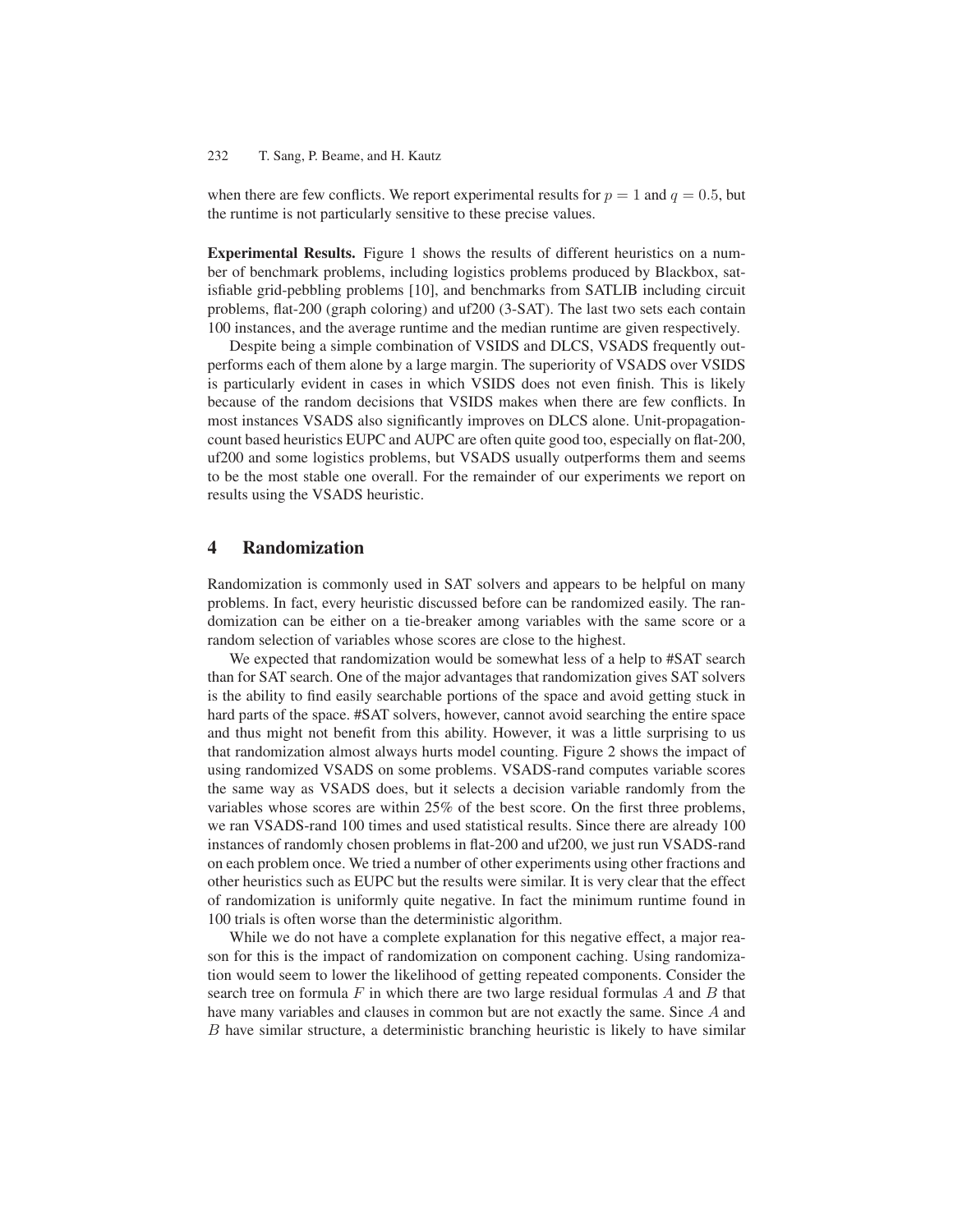when there are few conflicts. We report experimental results for $p = 1$ and $q = 0.5$, but the runtime is not particularly sensitive to these precise values.

**Experimental Results.** Figure 1 shows the results of different heuristics on a number of benchmark problems, including logistics problems produced by Blackbox, satisfiable grid-pebbling problems [10], and benchmarks from SATLIB including circuit problems, flat-200 (graph coloring) and uf200 (3-SAT). The last two sets each contain 100 instances, and the average runtime and the median runtime are given respectively.

Despite being a simple combination of VSIDS and DLCS, VSADS frequently outperforms each of them alone by a large margin. The superiority of VSADS over VSIDS is particularly evident in cases in which VSIDS does not even finish. This is likely because of the random decisions that VSIDS makes when there are few conflicts. In most instances VSADS also significantly improves on DLCS alone. Unit-propagation-count based heuristics EUPC and AUPC are often quite good too, especially on flat-200, uf200 and some logistics problems, but VSADS usually outperforms them and seems to be the most stable one overall. For the remainder of our experiments we report on results using the VSADS heuristic.

## 4 Randomization

Randomization is commonly used in SAT solvers and appears to be helpful on many problems. In fact, every heuristic discussed before can be randomized easily. The randomization can be either on a tie-breaker among variables with the same score or a random selection of variables whose scores are close to the highest.

We expected that randomization would be somewhat less of a help to #SAT search than for SAT search. One of the major advantages that randomization gives SAT solvers is the ability to find easily searchable portions of the space and avoid getting stuck in hard parts of the space. #SAT solvers, however, cannot avoid searching the entire space and thus might not benefit from this ability. However, it was a little surprising to us that randomization almost always hurts model counting. Figure 2 shows the impact of using randomized VSADS on some problems. VSADS-rand computes variable scores the same way as VSADS does, but it selects a decision variable randomly from the variables whose scores are within 25% of the best score. On the first three problems, we ran VSADS-rand 100 times and used statistical results. Since there are already 100 instances of randomly chosen problems in flat-200 and uf200, we just run VSADS-rand on each problem once. We tried a number of other experiments using other fractions and other heuristics such as EUPC but the results were similar. It is very clear that the effect of randomization is uniformly quite negative. In fact the minimum runtime found in 100 trials is often worse than the deterministic algorithm.

While we do not have a complete explanation for this negative effect, a major reason for this is the impact of randomization on component caching. Using randomization would seem to lower the likelihood of getting repeated components. Consider the search tree on formula $F$ in which there are two large residual formulas $A$ and $B$ that have many variables and clauses in common but are not exactly the same. Since $A$ and $B$ have similar structure, a deterministic branching heuristic is likely to have similar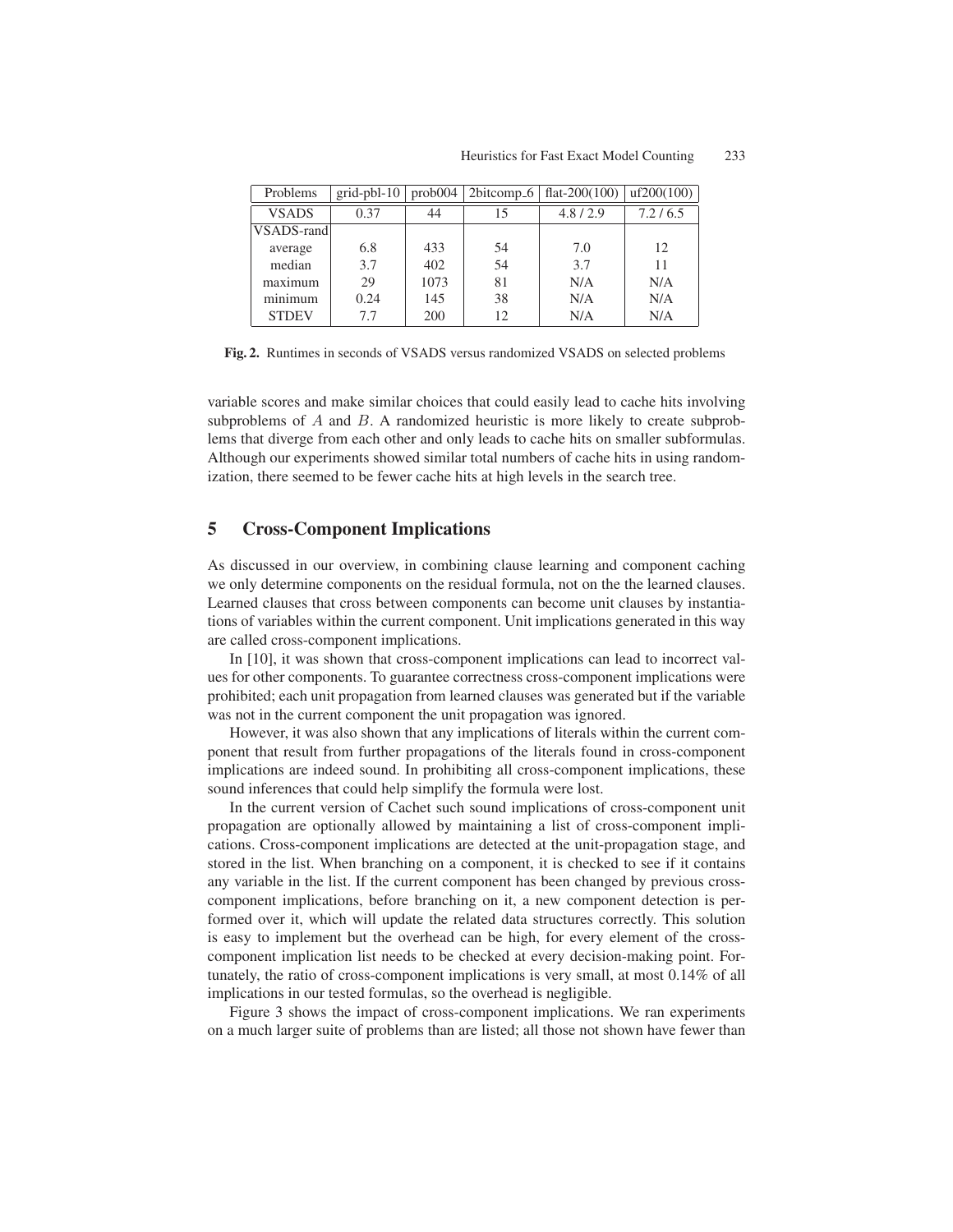| Problems | grid-pbl-10 | prob004 | 2bitcomp_6 | flat-200(100) | uf200(100) |
|---|---|---|---|---|---|
| VSADS | 0.37 | 44 | 15 | 4.8 / 2.9 | 7.2 / 6.5 |
| VSADS-rand | | | | | |
| average | 6.8 | 433 | 54 | 7.0 | 12 |
| median | 3.7 | 402 | 54 | 3.7 | 11 |
| maximum | 29 | 1073 | 81 | N/A | N/A |
| minimum | 0.24 | 145 | 38 | N/A | N/A |
| STDEV | 7.7 | 200 | 12 | N/A | N/A |

**Fig. 2.** Runtimes in seconds of VSADS versus randomized VSADS on selected problems

variable scores and make similar choices that could easily lead to cache hits involving subproblems of $A$ and $B$. A randomized heuristic is more likely to create subproblems that diverge from each other and only leads to cache hits on smaller subformulas. Although our experiments showed similar total numbers of cache hits in using randomization, there seemed to be fewer cache hits at high levels in the search tree.

## 5 Cross-Component Implications

As discussed in our overview, in combining clause learning and component caching we only determine components on the residual formula, not on the the learned clauses. Learned clauses that cross between components can become unit clauses by instantiations of variables within the current component. Unit implications generated in this way are called cross-component implications.

In [10], it was shown that cross-component implications can lead to incorrect values for other components. To guarantee correctness cross-component implications were prohibited; each unit propagation from learned clauses was generated but if the variable was not in the current component the unit propagation was ignored.

However, it was also shown that any implications of literals within the current component that result from further propagations of the literals found in cross-component implications are indeed sound. In prohibiting all cross-component implications, these sound inferences that could help simplify the formula were lost.

In the current version of Cachet such sound implications of cross-component unit propagation are optionally allowed by maintaining a list of cross-component implications. Cross-component implications are detected at the unit-propagation stage, and stored in the list. When branching on a component, it is checked to see if it contains any variable in the list. If the current component has been changed by previous cross-component implications, before branching on it, a new component detection is performed over it, which will update the related data structures correctly. This solution is easy to implement but the overhead can be high, for every element of the cross-component implication list needs to be checked at every decision-making point. Fortunately, the ratio of cross-component implications is very small, at most 0.14% of all implications in our tested formulas, so the overhead is negligible.

Figure 3 shows the impact of cross-component implications. We ran experiments on a much larger suite of problems than are listed; all those not shown have fewer than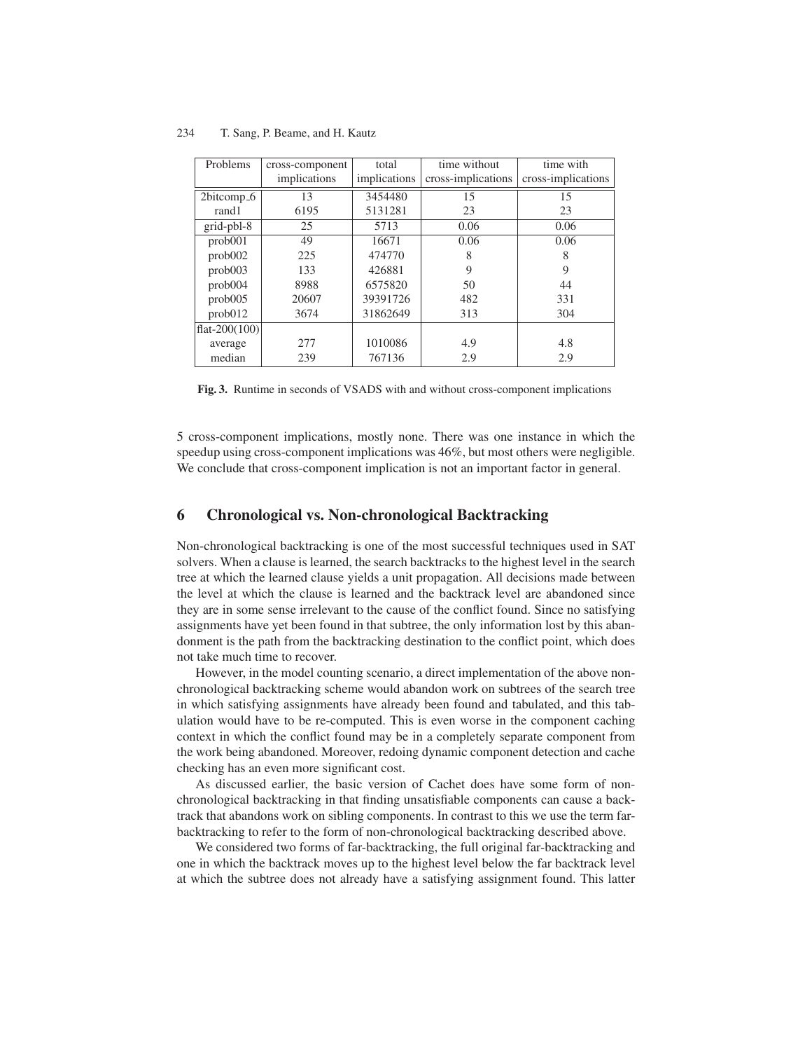| Problems | cross-component implications | total implications | time without cross-implications | time with cross-implications |
|---|---|---|---|---|
| 2bitcomp_6 | 13 | 3454480 | 15 | 15 |
| rand1 | 6195 | 5131281 | 23 | 23 |
| grid-pbl-8 | 25 | 5713 | 0.06 | 0.06 |
| prob001 | 49 | 16671 | 0.06 | 0.06 |
| prob002 | 225 | 474770 | 8 | 8 |
| prob003 | 133 | 426881 | 9 | 9 |
| prob004 | 8988 | 6575820 | 50 | 44 |
| prob005 | 20607 | 39391726 | 482 | 331 |
| prob012 | 3674 | 31862649 | 313 | 304 |
| flat-200(100) | | | | |
| average | 277 | 1010086 | 4.9 | 4.8 |
| median | 239 | 767136 | 2.9 | 2.9 |

**Fig. 3.** Runtime in seconds of VSADS with and without cross-component implications

5 cross-component implications, mostly none. There was one instance in which the speedup using cross-component implications was 46%, but most others were negligible. We conclude that cross-component implication is not an important factor in general.

## 6 Chronological vs. Non-chronological Backtracking

Non-chronological backtracking is one of the most successful techniques used in SAT solvers. When a clause is learned, the search backtracks to the highest level in the search tree at which the learned clause yields a unit propagation. All decisions made between the level at which the clause is learned and the backtrack level are abandoned since they are in some sense irrelevant to the cause of the conflict found. Since no satisfying assignments have yet been found in that subtree, the only information lost by this abandonment is the path from the backtracking destination to the conflict point, which does not take much time to recover.

However, in the model counting scenario, a direct implementation of the above non-chronological backtracking scheme would abandon work on subtrees of the search tree in which satisfying assignments have already been found and tabulated, and this tabulation would have to be re-computed. This is even worse in the component caching context in which the conflict found may be in a completely separate component from the work being abandoned. Moreover, redoing dynamic component detection and cache checking has an even more significant cost.

As discussed earlier, the basic version of Cachet does have some form of non-chronological backtracking in that finding unsatisfiable components can cause a backtrack that abandons work on sibling components. In contrast to this we use the term far-backtracking to refer to the form of non-chronological backtracking described above.

We considered two forms of far-backtracking, the full original far-backtracking and one in which the backtrack moves up to the highest level below the far backtrack level at which the subtree does not already have a satisfying assignment found. This latter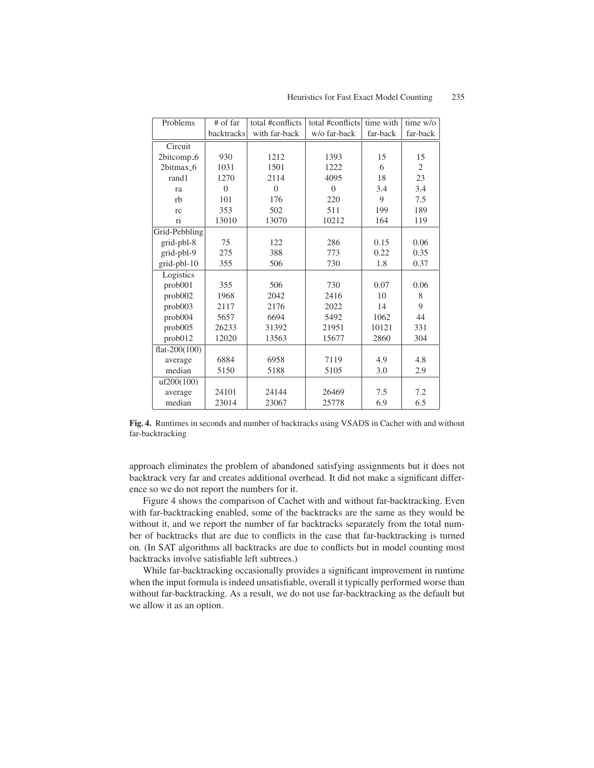| Problems | # of far backtracks | total #conflicts with far-back | total #conflicts w/o far-back | time with far-back | time w/o far-back |
|---|---|---|---|---|---|
| Circuit | | | | | |
| 2bitcomp_6 | 930 | 1212 | 1393 | 15 | 15 |
| 2bitmax_6 | 1031 | 1501 | 1222 | 6 | 2 |
| rand1 | 1270 | 2114 | 4095 | 18 | 23 |
| ra | 0 | 0 | 0 | 3.4 | 3.4 |
| rb | 101 | 176 | 220 | 9 | 7.5 |
| rc | 353 | 502 | 511 | 199 | 189 |
| ri | 13010 | 13070 | 10212 | 164 | 119 |
| Grid-Pebbling | | | | | |
| grid-pbl-8 | 75 | 122 | 286 | 0.15 | 0.06 |
| grid-pbl-9 | 275 | 388 | 773 | 0.22 | 0.35 |
| grid-pbl-10 | 355 | 506 | 730 | 1.8 | 0.37 |
| Logistics | | | | | |
| prob001 | 355 | 506 | 730 | 0.07 | 0.06 |
| prob002 | 1968 | 2042 | 2416 | 10 | 8 |
| prob003 | 2117 | 2176 | 2022 | 14 | 9 |
| prob004 | 5657 | 6694 | 5492 | 1062 | 44 |
| prob005 | 26233 | 31392 | 21951 | 10121 | 331 |
| prob012 | 12020 | 13563 | 15677 | 2860 | 304 |
| flat-200(100) | | | | | |
| average | 6884 | 6958 | 7119 | 4.9 | 4.8 |
| median | 5150 | 5188 | 5105 | 3.0 | 2.9 |
| uf200(100) | | | | | |
| average | 24101 | 24144 | 26469 | 7.5 | 7.2 |
| median | 23014 | 23067 | 25778 | 6.9 | 6.5 |

**Fig. 4.** Runtimes in seconds and number of backtracks using VSADS in Cachet with and without far-backtracking

approach eliminates the problem of abandoned satisfying assignments but it does not backtrack very far and creates additional overhead. It did not make a significant difference so we do not report the numbers for it.

Figure 4 shows the comparison of Cachet with and without far-backtracking. Even with far-backtracking enabled, some of the backtracks are the same as they would be without it, and we report the number of far backtracks separately from the total number of backtracks that are due to conflicts in the case that far-backtracking is turned on. (In SAT algorithms all backtracks are due to conflicts but in model counting most backtracks involve satisfiable left subtrees.)

While far-backtracking occasionally provides a significant improvement in runtime when the input formula is indeed unsatisfiable, overall it typically performed worse than without far-backtracking. As a result, we do not use far-backtracking as the default but we allow it as an option.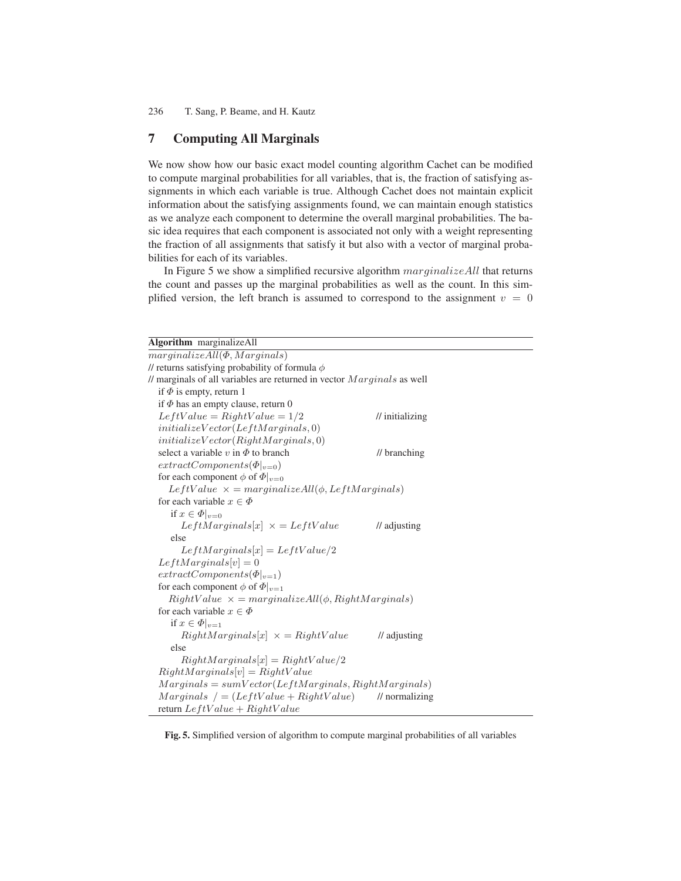## 7 Computing All Marginals

We now show how our basic exact model counting algorithm Cachet can be modified to compute marginal probabilities for all variables, that is, the fraction of satisfying assignments in which each variable is true. Although Cachet does not maintain explicit information about the satisfying assignments found, we can maintain enough statistics as we analyze each component to determine the overall marginal probabilities. The basic idea requires that each component is associated not only with a weight representing the fraction of all assignments that satisfy it but also with a vector of marginal probabilities for each of its variables.

In Figure 5 we show a simplified recursive algorithm $marginalizeAll$ that returns the count and passes up the marginal probabilities as well as the count. In this simplified version, the left branch is assumed to correspond to the assignment $v = 0$

**Algorithm** marginalizeAll

```
marginalizeAll(Φ, Marginals)
// returns satisfying probability of formula φ
// marginals of all variables are returned in vector Marginals as well
   if Φ is empty, return 1
   if Φ has an empty clause, return 0
   LeftValue = RightValue = 1/2                         // initializing
   initializeVector(LeftMarginals, 0)
   initializeVector(RightMarginals, 0)
   select a variable v in Φ to branch                   // branching
   extractComponents(Φ|_{v=0})
   for each component φ of Φ|_{v=0}
      LeftValue ×= marginalizeAll(φ, LeftMarginals)
   for each variable x ∈ Φ
      if x ∈ Φ|_{v=0}
         LeftMarginals[x] ×= LeftValue                  // adjusting
      else
         LeftMarginals[x] = LeftValue/2
   LeftMarginals[v] = 0
   extractComponents(Φ|_{v=1})
   for each component φ of Φ|_{v=1}
      RightValue ×= marginalizeAll(φ, RightMarginals)
   for each variable x ∈ Φ
      if x ∈ Φ|_{v=1}
         RightMarginals[x] ×= RightValue                // adjusting
      else
         RightMarginals[x] = RightValue/2
   RightMarginals[v] = RightValue
   Marginals = sumVector(LeftMarginals, RightMarginals)
   Marginals /= (LeftValue + RightValue)                // normalizing
   return LeftValue + RightValue
```

**Fig. 5.** Simplified version of algorithm to compute marginal probabilities of all variables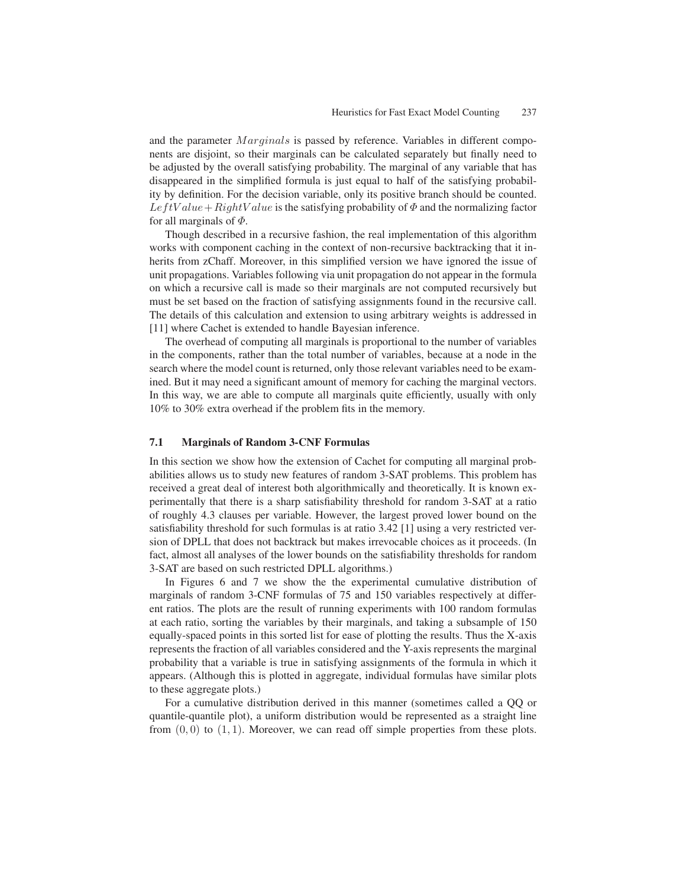and the parameter $Marginals$ is passed by reference. Variables in different components are disjoint, so their marginals can be calculated separately but finally need to be adjusted by the overall satisfying probability. The marginal of any variable that has disappeared in the simplified formula is just equal to half of the satisfying probability by definition. For the decision variable, only its positive branch should be counted. $LeftValue + RightValue$ is the satisfying probability of $\Phi$ and the normalizing factor for all marginals of $\Phi$.

Though described in a recursive fashion, the real implementation of this algorithm works with component caching in the context of non-recursive backtracking that it inherits from zChaff. Moreover, in this simplified version we have ignored the issue of unit propagations. Variables following via unit propagation do not appear in the formula on which a recursive call is made so their marginals are not computed recursively but must be set based on the fraction of satisfying assignments found in the recursive call. The details of this calculation and extension to using arbitrary weights is addressed in [11] where Cachet is extended to handle Bayesian inference.

The overhead of computing all marginals is proportional to the number of variables in the components, rather than the total number of variables, because at a node in the search where the model count is returned, only those relevant variables need to be examined. But it may need a significant amount of memory for caching the marginal vectors. In this way, we are able to compute all marginals quite efficiently, usually with only 10% to 30% extra overhead if the problem fits in the memory.

### 7.1 Marginals of Random 3-CNF Formulas

In this section we show how the extension of Cachet for computing all marginal probabilities allows us to study new features of random 3-SAT problems. This problem has received a great deal of interest both algorithmically and theoretically. It is known experimentally that there is a sharp satisfiability threshold for random 3-SAT at a ratio of roughly 4.3 clauses per variable. However, the largest proved lower bound on the satisfiability threshold for such formulas is at ratio 3.42 [1] using a very restricted version of DPLL that does not backtrack but makes irrevocable choices as it proceeds. (In fact, almost all analyses of the lower bounds on the satisfiability thresholds for random 3-SAT are based on such restricted DPLL algorithms.)

In Figures 6 and 7 we show the the experimental cumulative distribution of marginals of random 3-CNF formulas of 75 and 150 variables respectively at different ratios. The plots are the result of running experiments with 100 random formulas at each ratio, sorting the variables by their marginals, and taking a subsample of 150 equally-spaced points in this sorted list for ease of plotting the results. Thus the X-axis represents the fraction of all variables considered and the Y-axis represents the marginal probability that a variable is true in satisfying assignments of the formula in which it appears. (Although this is plotted in aggregate, individual formulas have similar plots to these aggregate plots.)

For a cumulative distribution derived in this manner (sometimes called a QQ or quantile-quantile plot), a uniform distribution would be represented as a straight line from $(0,0)$ to $(1,1)$. Moreover, we can read off simple properties from these plots.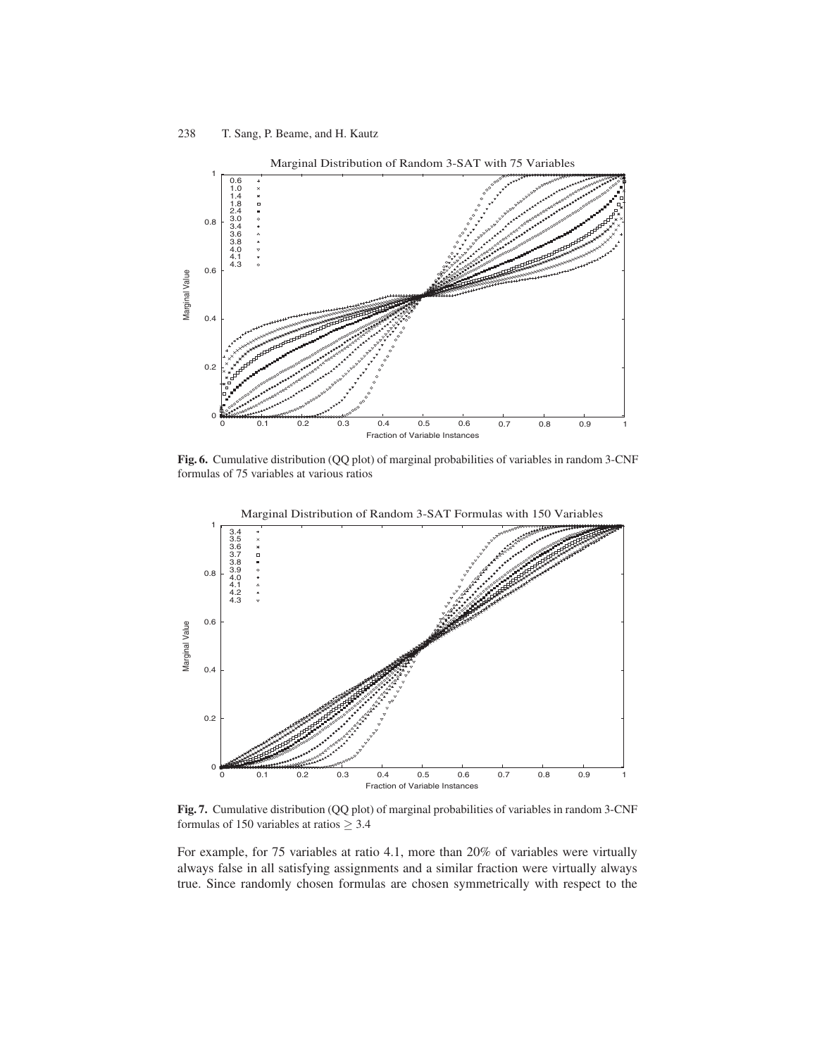**Fig. 6.** Cumulative distribution (QQ plot) of marginal probabilities of variables in random 3-CNF formulas of 75 variables at various ratios

**Fig. 7.** Cumulative distribution (QQ plot) of marginal probabilities of variables in random 3-CNF formulas of 150 variables at ratios $\geq 3.4$

For example, for 75 variables at ratio 4.1, more than 20% of variables were virtually always false in all satisfying assignments and a similar fraction were virtually always true. Since randomly chosen formulas are chosen symmetrically with respect to the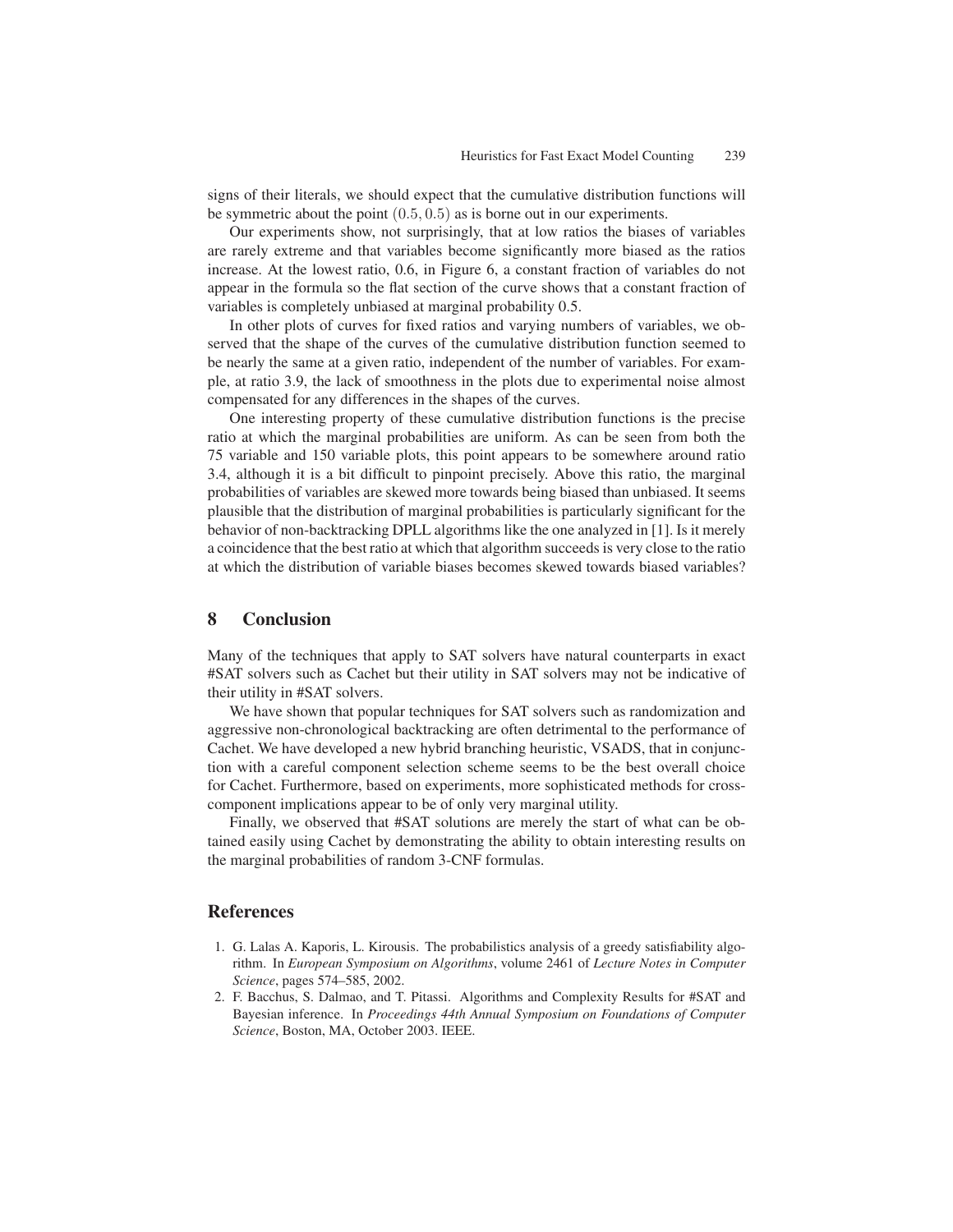signs of their literals, we should expect that the cumulative distribution functions will be symmetric about the point $(0.5, 0.5)$ as is borne out in our experiments.

Our experiments show, not surprisingly, that at low ratios the biases of variables are rarely extreme and that variables become significantly more biased as the ratios increase. At the lowest ratio, 0.6, in Figure 6, a constant fraction of variables do not appear in the formula so the flat section of the curve shows that a constant fraction of variables is completely unbiased at marginal probability 0.5.

In other plots of curves for fixed ratios and varying numbers of variables, we observed that the shape of the curves of the cumulative distribution function seemed to be nearly the same at a given ratio, independent of the number of variables. For example, at ratio 3.9, the lack of smoothness in the plots due to experimental noise almost compensated for any differences in the shapes of the curves.

One interesting property of these cumulative distribution functions is the precise ratio at which the marginal probabilities are uniform. As can be seen from both the 75 variable and 150 variable plots, this point appears to be somewhere around ratio 3.4, although it is a bit difficult to pinpoint precisely. Above this ratio, the marginal probabilities of variables are skewed more towards being biased than unbiased. It seems plausible that the distribution of marginal probabilities is particularly significant for the behavior of non-backtracking DPLL algorithms like the one analyzed in [1]. Is it merely a coincidence that the best ratio at which that algorithm succeeds is very close to the ratio at which the distribution of variable biases becomes skewed towards biased variables?

## 8 Conclusion

Many of the techniques that apply to SAT solvers have natural counterparts in exact #SAT solvers such as Cachet but their utility in SAT solvers may not be indicative of their utility in #SAT solvers.

We have shown that popular techniques for SAT solvers such as randomization and aggressive non-chronological backtracking are often detrimental to the performance of Cachet. We have developed a new hybrid branching heuristic, VSADS, that in conjunction with a careful component selection scheme seems to be the best overall choice for Cachet. Furthermore, based on experiments, more sophisticated methods for cross-component implications appear to be of only very marginal utility.

Finally, we observed that #SAT solutions are merely the start of what can be obtained easily using Cachet by demonstrating the ability to obtain interesting results on the marginal probabilities of random 3-CNF formulas.

## References

1. G. Lalas A. Kaporis, L. Kirousis. The probabilistics analysis of a greedy satisfiability algorithm. In *European Symposium on Algorithms*, volume 2461 of *Lecture Notes in Computer Science*, pages 574–585, 2002.
2. F. Bacchus, S. Dalmao, and T. Pitassi. Algorithms and Complexity Results for #SAT and Bayesian inference. In *Proceedings 44th Annual Symposium on Foundations of Computer Science*, Boston, MA, October 2003. IEEE.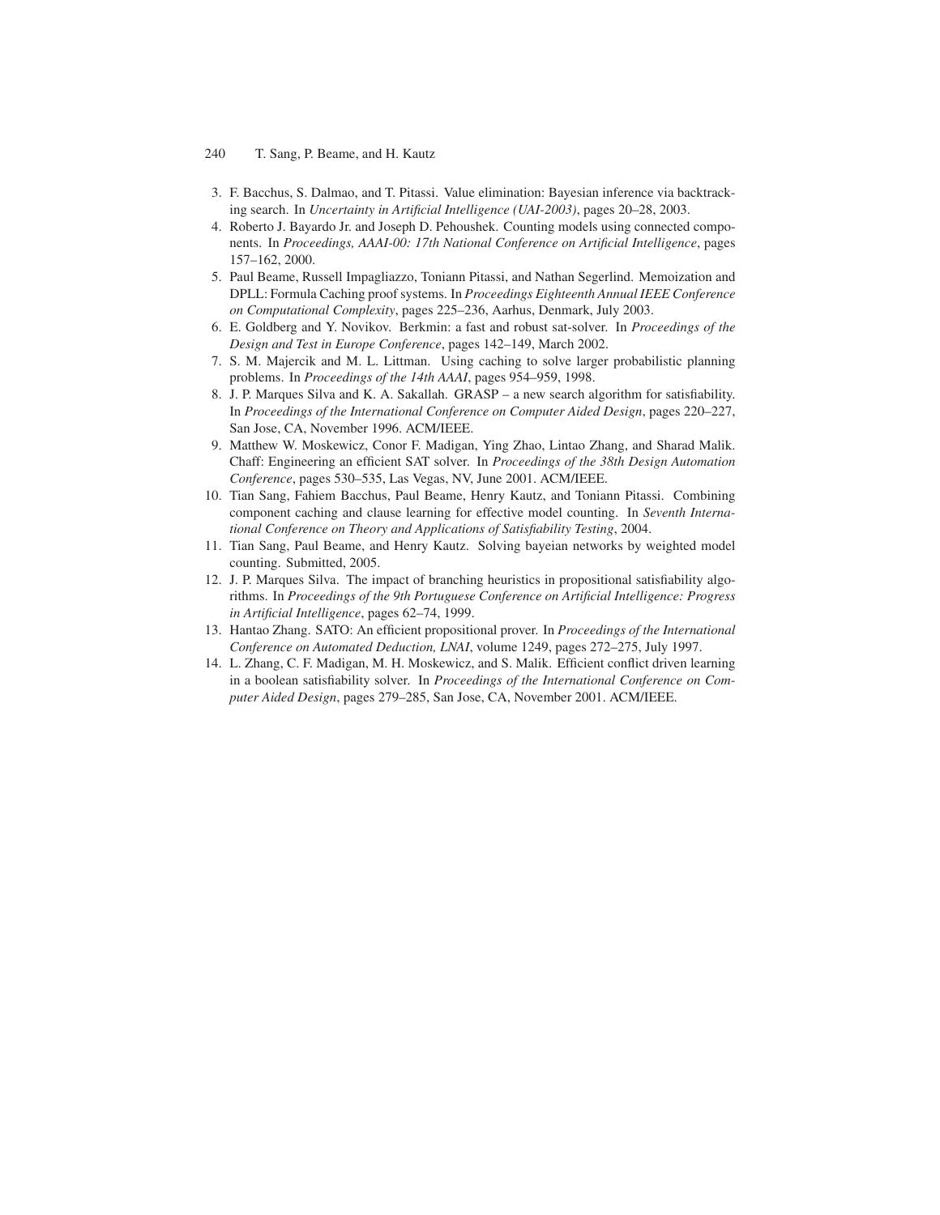3. F. Bacchus, S. Dalmao, and T. Pitassi. Value elimination: Bayesian inference via backtracking search. In *Uncertainty in Artificial Intelligence (UAI-2003)*, pages 20–28, 2003.
4. Roberto J. Bayardo Jr. and Joseph D. Pehoushek. Counting models using connected components. In *Proceedings, AAAI-00: 17th National Conference on Artificial Intelligence*, pages 157–162, 2000.
5. Paul Beame, Russell Impagliazzo, Toniann Pitassi, and Nathan Segerlind. Memoization and DPLL: Formula Caching proof systems. In *Proceedings Eighteenth Annual IEEE Conference on Computational Complexity*, pages 225–236, Aarhus, Denmark, July 2003.
6. E. Goldberg and Y. Novikov. Berkmin: a fast and robust sat-solver. In *Proceedings of the Design and Test in Europe Conference*, pages 142–149, March 2002.
7. S. M. Majercik and M. L. Littman. Using caching to solve larger probabilistic planning problems. In *Proceedings of the 14th AAAI*, pages 954–959, 1998.
8. J. P. Marques Silva and K. A. Sakallah. GRASP – a new search algorithm for satisfiability. In *Proceedings of the International Conference on Computer Aided Design*, pages 220–227, San Jose, CA, November 1996. ACM/IEEE.
9. Matthew W. Moskewicz, Conor F. Madigan, Ying Zhao, Lintao Zhang, and Sharad Malik. Chaff: Engineering an efficient SAT solver. In *Proceedings of the 38th Design Automation Conference*, pages 530–535, Las Vegas, NV, June 2001. ACM/IEEE.
10. Tian Sang, Fahiem Bacchus, Paul Beame, Henry Kautz, and Toniann Pitassi. Combining component caching and clause learning for effective model counting. In *Seventh International Conference on Theory and Applications of Satisfiability Testing*, 2004.
11. Tian Sang, Paul Beame, and Henry Kautz. Solving bayeian networks by weighted model counting. Submitted, 2005.
12. J. P. Marques Silva. The impact of branching heuristics in propositional satisfiability algorithms. In *Proceedings of the 9th Portuguese Conference on Artificial Intelligence: Progress in Artificial Intelligence*, pages 62–74, 1999.
13. Hantao Zhang. SATO: An efficient propositional prover. In *Proceedings of the International Conference on Automated Deduction, LNAI*, volume 1249, pages 272–275, July 1997.
14. L. Zhang, C. F. Madigan, M. H. Moskewicz, and S. Malik. Efficient conflict driven learning in a boolean satisfiability solver. In *Proceedings of the International Conference on Computer Aided Design*, pages 279–285, San Jose, CA, November 2001. ACM/IEEE.